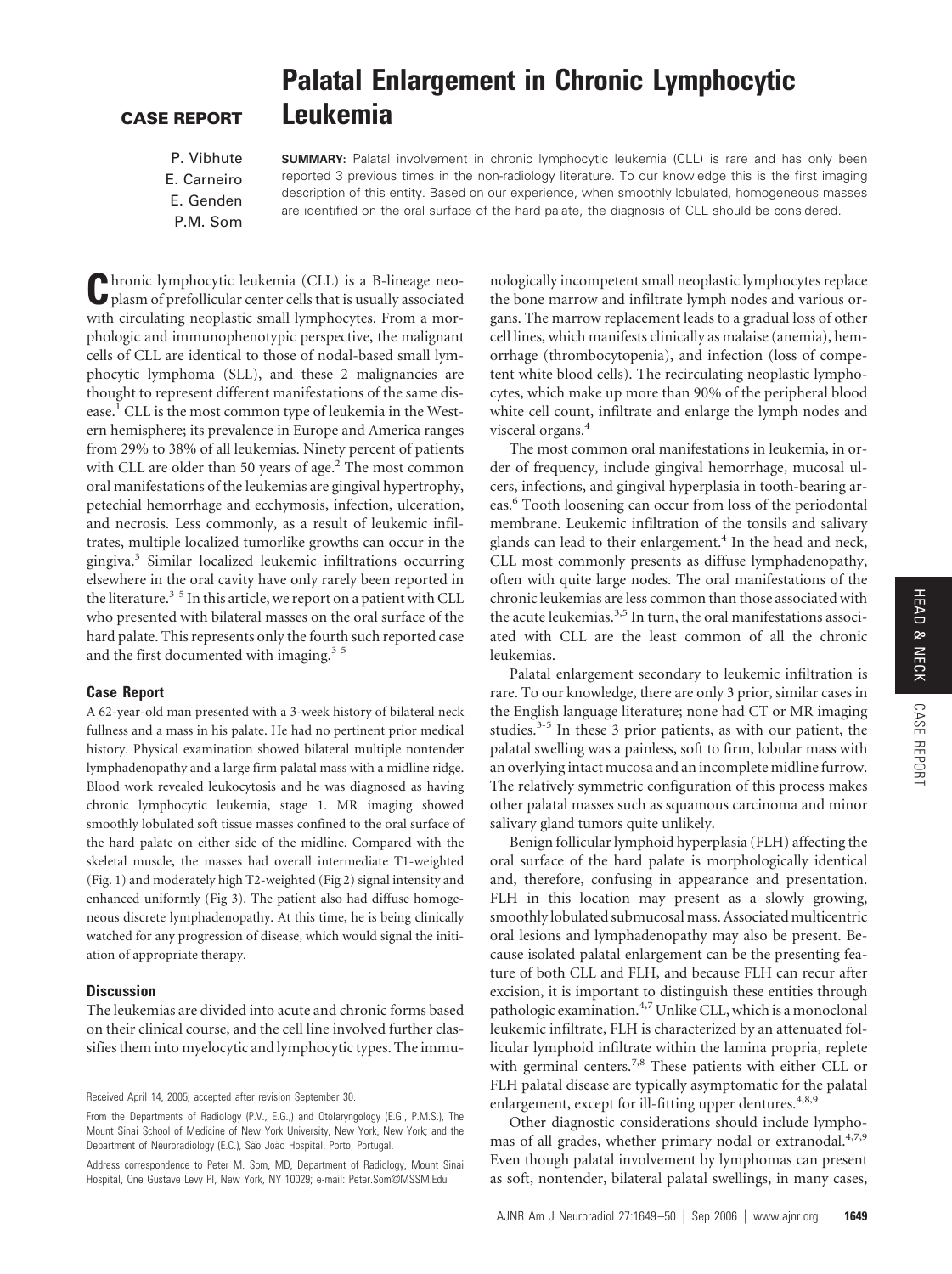# Palatal Enlargement in Chronic Lymphocytic Leukemia

**CASE REPORT**

P. Vibhute
E. Carneiro
E. Genden
P.M. Som

**SUMMARY:** Palatal involvement in chronic lymphocytic leukemia (CLL) is rare and has only been reported 3 previous times in the non-radiology literature. To our knowledge this is the first imaging description of this entity. Based on our experience, when smoothly lobulated, homogeneous masses are identified on the oral surface of the hard palate, the diagnosis of CLL should be considered.

Chronic lymphocytic leukemia (CLL) is a B-lineage neoplasm of prefollicular center cells that is usually associated with circulating neoplastic small lymphocytes. From a morphologic and immunophenotypic perspective, the malignant cells of CLL are identical to those of nodal-based small lymphocytic lymphoma (SLL), and these 2 malignancies are thought to represent different manifestations of the same disease.[1] CLL is the most common type of leukemia in the Western hemisphere; its prevalence in Europe and America ranges from 29% to 38% of all leukemias. Ninety percent of patients with CLL are older than 50 years of age.[2] The most common oral manifestations of the leukemias are gingival hypertrophy, petechial hemorrhage and ecchymosis, infection, ulceration, and necrosis. Less commonly, as a result of leukemic infiltrates, multiple localized tumorlike growths can occur in the gingiva.[3] Similar localized leukemic infiltrations occurring elsewhere in the oral cavity have only rarely been reported in the literature.[3-5] In this article, we report on a patient with CLL who presented with bilateral masses on the oral surface of the hard palate. This represents only the fourth such reported case and the first documented with imaging.[3-5]

## Case Report

A 62-year-old man presented with a 3-week history of bilateral neck fullness and a mass in his palate. He had no pertinent prior medical history. Physical examination showed bilateral multiple nontender lymphadenopathy and a large firm palatal mass with a midline ridge. Blood work revealed leukocytosis and he was diagnosed as having chronic lymphocytic leukemia, stage 1. MR imaging showed smoothly lobulated soft tissue masses confined to the oral surface of the hard palate on either side of the midline. Compared with the skeletal muscle, the masses had overall intermediate T1-weighted (Fig. 1) and moderately high T2-weighted (Fig 2) signal intensity and enhanced uniformly (Fig 3). The patient also had diffuse homogeneous discrete lymphadenopathy. At this time, he is being clinically watched for any progression of disease, which would signal the initiation of appropriate therapy.

## Discussion

The leukemias are divided into acute and chronic forms based on their clinical course, and the cell line involved further classifies them into myelocytic and lymphocytic types. The immunologically incompetent small neoplastic lymphocytes replace the bone marrow and infiltrate lymph nodes and various organs. The marrow replacement leads to a gradual loss of other cell lines, which manifests clinically as malaise (anemia), hemorrhage (thrombocytopenia), and infection (loss of competent white blood cells). The recirculating neoplastic lymphocytes, which make up more than 90% of the peripheral blood white cell count, infiltrate and enlarge the lymph nodes and visceral organs.[4]

The most common oral manifestations in leukemia, in order of frequency, include gingival hemorrhage, mucosal ulcers, infections, and gingival hyperplasia in tooth-bearing areas.[6] Tooth loosening can occur from loss of the periodontal membrane. Leukemic infiltration of the tonsils and salivary glands can lead to their enlargement.[4] In the head and neck, CLL most commonly presents as diffuse lymphadenopathy, often with quite large nodes. The oral manifestations of the chronic leukemias are less common than those associated with the acute leukemias.[3,5] In turn, the oral manifestations associated with CLL are the least common of all the chronic leukemias.

Palatal enlargement secondary to leukemic infiltration is rare. To our knowledge, there are only 3 prior, similar cases in the English language literature; none had CT or MR imaging studies.[3-5] In these 3 prior patients, as with our patient, the palatal swelling was a painless, soft to firm, lobular mass with an overlying intact mucosa and an incomplete midline furrow. The relatively symmetric configuration of this process makes other palatal masses such as squamous carcinoma and minor salivary gland tumors quite unlikely.

Benign follicular lymphoid hyperplasia (FLH) affecting the oral surface of the hard palate is morphologically identical and, therefore, confusing in appearance and presentation. FLH in this location may present as a slowly growing, smoothly lobulated submucosal mass. Associated multicentric oral lesions and lymphadenopathy may also be present. Because isolated palatal enlargement can be the presenting feature of both CLL and FLH, and because FLH can recur after excision, it is important to distinguish these entities through pathologic examination.[4,7] Unlike CLL, which is a monoclonal leukemic infiltrate, FLH is characterized by an attenuated follicular lymphoid infiltrate within the lamina propria, replete with germinal centers.[7,8] These patients with either CLL or FLH palatal disease are typically asymptomatic for the palatal enlargement, except for ill-fitting upper dentures.[4,8,9]

Other diagnostic considerations should include lymphomas of all grades, whether primary nodal or extranodal.[4,7,9] Even though palatal involvement by lymphomas can present as soft, nontender, bilateral palatal swellings, in many cases,

Received April 14, 2005; accepted after revision September 30.

From the Departments of Radiology (P.V., E.G.,) and Otolaryngology (E.G., P.M.S.), The Mount Sinai School of Medicine of New York University, New York, New York; and the Department of Neuroradiology (E.C.), São João Hospital, Porto, Portugal.

Address correspondence to Peter M. Som, MD, Department of Radiology, Mount Sinai Hospital, One Gustave Levy Pl, New York, NY 10029; e-mail: Peter.Som@MSSM.Edu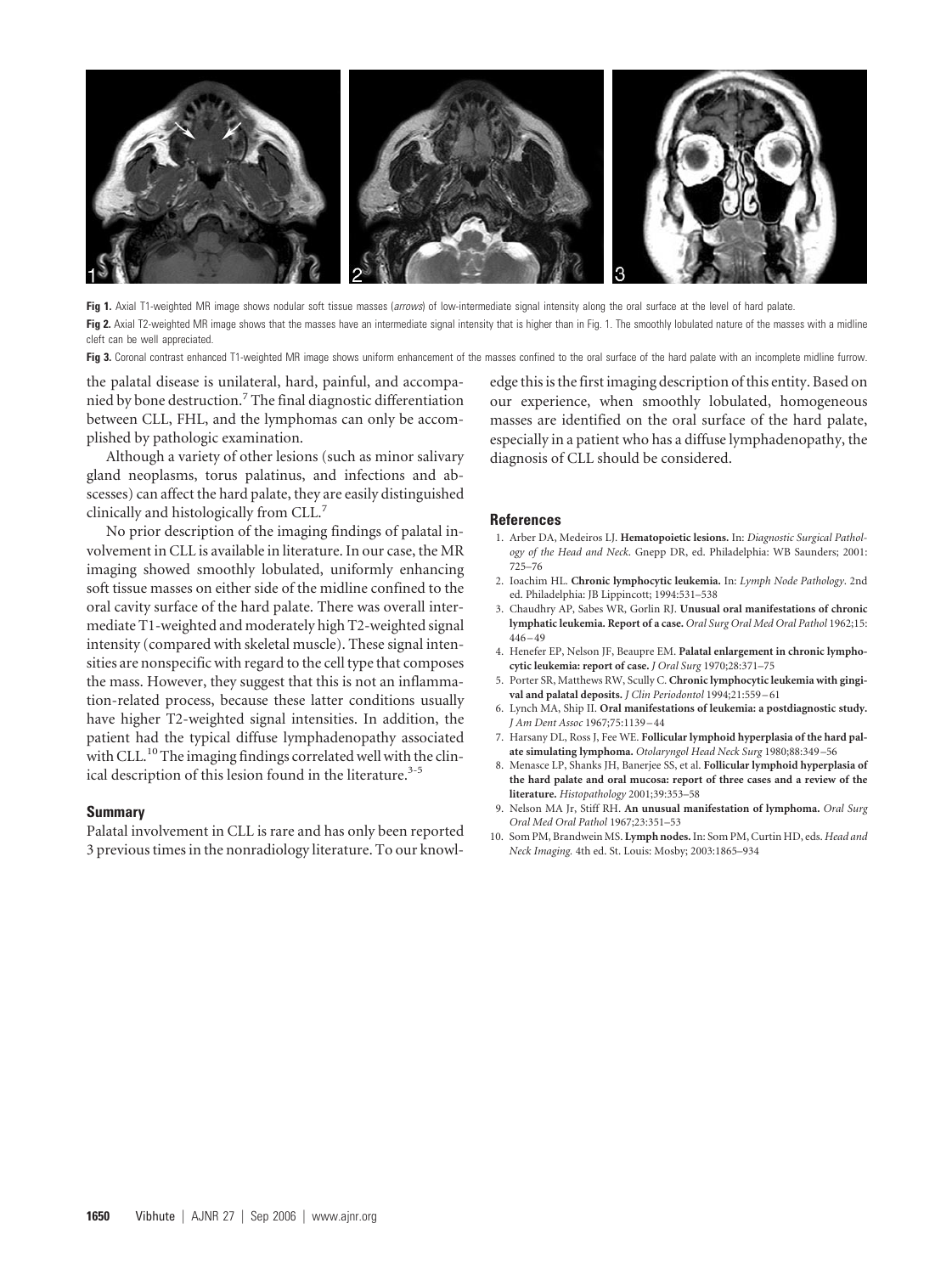**Fig 1.** Axial T1-weighted MR image shows nodular soft tissue masses (*arrows*) of low-intermediate signal intensity along the oral surface at the level of hard palate.

**Fig 2.** Axial T2-weighted MR image shows that the masses have an intermediate signal intensity that is higher than in Fig. 1. The smoothly lobulated nature of the masses with a midline cleft can be well appreciated.

**Fig 3.** Coronal contrast enhanced T1-weighted MR image shows uniform enhancement of the masses confined to the oral surface of the hard palate with an incomplete midline furrow.

the palatal disease is unilateral, hard, painful, and accompanied by bone destruction.[7] The final diagnostic differentiation between CLL, FHL, and the lymphomas can only be accomplished by pathologic examination.

Although a variety of other lesions (such as minor salivary gland neoplasms, torus palatinus, and infections and abscesses) can affect the hard palate, they are easily distinguished clinically and histologically from CLL.[7]

No prior description of the imaging findings of palatal involvement in CLL is available in literature. In our case, the MR imaging showed smoothly lobulated, uniformly enhancing soft tissue masses on either side of the midline confined to the oral cavity surface of the hard palate. There was overall intermediate T1-weighted and moderately high T2-weighted signal intensity (compared with skeletal muscle). These signal intensities are nonspecific with regard to the cell type that composes the mass. However, they suggest that this is not an inflammation-related process, because these latter conditions usually have higher T2-weighted signal intensities. In addition, the patient had the typical diffuse lymphadenopathy associated with CLL.[10] The imaging findings correlated well with the clinical description of this lesion found in the literature.[3-5]

## Summary

Palatal involvement in CLL is rare and has only been reported 3 previous times in the nonradiology literature. To our knowledge this is the first imaging description of this entity. Based on our experience, when smoothly lobulated, homogeneous masses are identified on the oral surface of the hard palate, especially in a patient who has a diffuse lymphadenopathy, the diagnosis of CLL should be considered.

## References

1. Arber DA, Medeiros LJ. **Hematopoietic lesions.** In: *Diagnostic Surgical Pathology of the Head and Neck.* Gnepp DR, ed. Philadelphia: WB Saunders; 2001: 725–76
2. Ioachim HL. **Chronic lymphocytic leukemia.** In: *Lymph Node Pathology.* 2nd ed. Philadelphia: JB Lippincott; 1994:531–538
3. Chaudhry AP, Sabes WR, Gorlin RJ. **Unusual oral manifestations of chronic lymphatic leukemia. Report of a case.** *Oral Surg Oral Med Oral Pathol* 1962;15: 446–49
4. Henefer EP, Nelson JF, Beaupre EM. **Palatal enlargement in chronic lymphocytic leukemia: report of case.** *J Oral Surg* 1970;28:371–75
5. Porter SR, Matthews RW, Scully C. **Chronic lymphocytic leukemia with gingival and palatal deposits.** *J Clin Periodontol* 1994;21:559–61
6. Lynch MA, Ship II. **Oral manifestations of leukemia: a postdiagnostic study.** *J Am Dent Assoc* 1967;75:1139–44
7. Harsany DL, Ross J, Fee WE. **Follicular lymphoid hyperplasia of the hard palate simulating lymphoma.** *Otolaryngol Head Neck Surg* 1980;88:349–56
8. Menasce LP, Shanks JH, Banerjee SS, et al. **Follicular lymphoid hyperplasia of the hard palate and oral mucosa: report of three cases and a review of the literature.** *Histopathology* 2001;39:353–58
9. Nelson MA Jr, Stiff RH. **An unusual manifestation of lymphoma.** *Oral Surg Oral Med Oral Pathol* 1967;23:351–53
10. Som PM, Brandwein MS. **Lymph nodes.** In: Som PM, Curtin HD, eds. *Head and Neck Imaging.* 4th ed. St. Louis: Mosby; 2003:1865–934